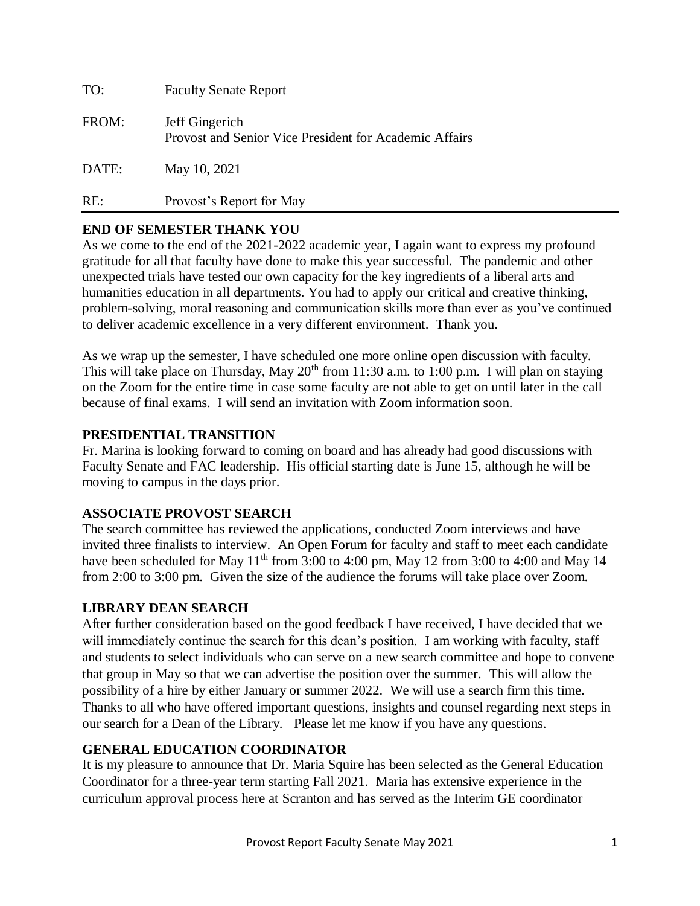| | |
|---|---|
| TO: | Faculty Senate Report |
| FROM: | Jeff Gingerich<br>Provost and Senior Vice President for Academic Affairs |
| DATE: | May 10, 2021 |
| RE: | Provost's Report for May |

## END OF SEMESTER THANK YOU

As we come to the end of the 2021-2022 academic year, I again want to express my profound gratitude for all that faculty have done to make this year successful. The pandemic and other unexpected trials have tested our own capacity for the key ingredients of a liberal arts and humanities education in all departments. You had to apply our critical and creative thinking, problem-solving, moral reasoning and communication skills more than ever as you've continued to deliver academic excellence in a very different environment. Thank you.

As we wrap up the semester, I have scheduled one more online open discussion with faculty. This will take place on Thursday, May 20th from 11:30 a.m. to 1:00 p.m. I will plan on staying on the Zoom for the entire time in case some faculty are not able to get on until later in the call because of final exams. I will send an invitation with Zoom information soon.

## PRESIDENTIAL TRANSITION

Fr. Marina is looking forward to coming on board and has already had good discussions with Faculty Senate and FAC leadership. His official starting date is June 15, although he will be moving to campus in the days prior.

## ASSOCIATE PROVOST SEARCH

The search committee has reviewed the applications, conducted Zoom interviews and have invited three finalists to interview. An Open Forum for faculty and staff to meet each candidate have been scheduled for May 11th from 3:00 to 4:00 pm, May 12 from 3:00 to 4:00 and May 14 from 2:00 to 3:00 pm. Given the size of the audience the forums will take place over Zoom.

## LIBRARY DEAN SEARCH

After further consideration based on the good feedback I have received, I have decided that we will immediately continue the search for this dean's position. I am working with faculty, staff and students to select individuals who can serve on a new search committee and hope to convene that group in May so that we can advertise the position over the summer. This will allow the possibility of a hire by either January or summer 2022. We will use a search firm this time. Thanks to all who have offered important questions, insights and counsel regarding next steps in our search for a Dean of the Library. Please let me know if you have any questions.

## GENERAL EDUCATION COORDINATOR

It is my pleasure to announce that Dr. Maria Squire has been selected as the General Education Coordinator for a three-year term starting Fall 2021. Maria has extensive experience in the curriculum approval process here at Scranton and has served as the Interim GE coordinator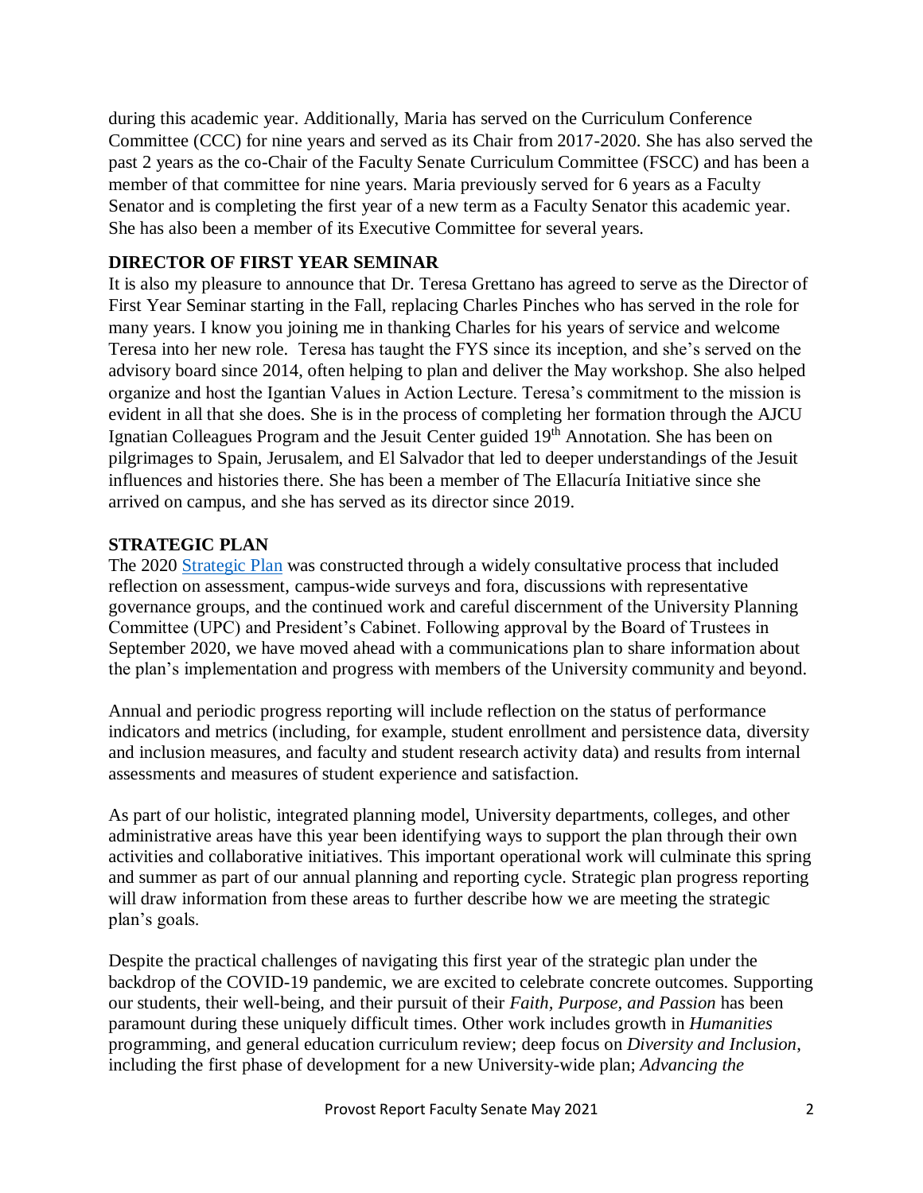during this academic year. Additionally, Maria has served on the Curriculum Conference Committee (CCC) for nine years and served as its Chair from 2017-2020. She has also served the past 2 years as the co-Chair of the Faculty Senate Curriculum Committee (FSCC) and has been a member of that committee for nine years. Maria previously served for 6 years as a Faculty Senator and is completing the first year of a new term as a Faculty Senator this academic year. She has also been a member of its Executive Committee for several years.

## DIRECTOR OF FIRST YEAR SEMINAR

It is also my pleasure to announce that Dr. Teresa Grettano has agreed to serve as the Director of First Year Seminar starting in the Fall, replacing Charles Pinches who has served in the role for many years. I know you joining me in thanking Charles for his years of service and welcome Teresa into her new role. Teresa has taught the FYS since its inception, and she's served on the advisory board since 2014, often helping to plan and deliver the May workshop. She also helped organize and host the Igantian Values in Action Lecture. Teresa's commitment to the mission is evident in all that she does. She is in the process of completing her formation through the AJCU Ignatian Colleagues Program and the Jesuit Center guided 19th Annotation. She has been on pilgrimages to Spain, Jerusalem, and El Salvador that led to deeper understandings of the Jesuit influences and histories there. She has been a member of The Ellacuría Initiative since she arrived on campus, and she has served as its director since 2019.

## STRATEGIC PLAN

The 2020 Strategic Plan was constructed through a widely consultative process that included reflection on assessment, campus-wide surveys and fora, discussions with representative governance groups, and the continued work and careful discernment of the University Planning Committee (UPC) and President's Cabinet. Following approval by the Board of Trustees in September 2020, we have moved ahead with a communications plan to share information about the plan's implementation and progress with members of the University community and beyond.

Annual and periodic progress reporting will include reflection on the status of performance indicators and metrics (including, for example, student enrollment and persistence data, diversity and inclusion measures, and faculty and student research activity data) and results from internal assessments and measures of student experience and satisfaction.

As part of our holistic, integrated planning model, University departments, colleges, and other administrative areas have this year been identifying ways to support the plan through their own activities and collaborative initiatives. This important operational work will culminate this spring and summer as part of our annual planning and reporting cycle. Strategic plan progress reporting will draw information from these areas to further describe how we are meeting the strategic plan's goals.

Despite the practical challenges of navigating this first year of the strategic plan under the backdrop of the COVID-19 pandemic, we are excited to celebrate concrete outcomes. Supporting our students, their well-being, and their pursuit of their *Faith, Purpose, and Passion* has been paramount during these uniquely difficult times. Other work includes growth in *Humanities* programming, and general education curriculum review; deep focus on *Diversity and Inclusion*, including the first phase of development for a new University-wide plan; *Advancing the*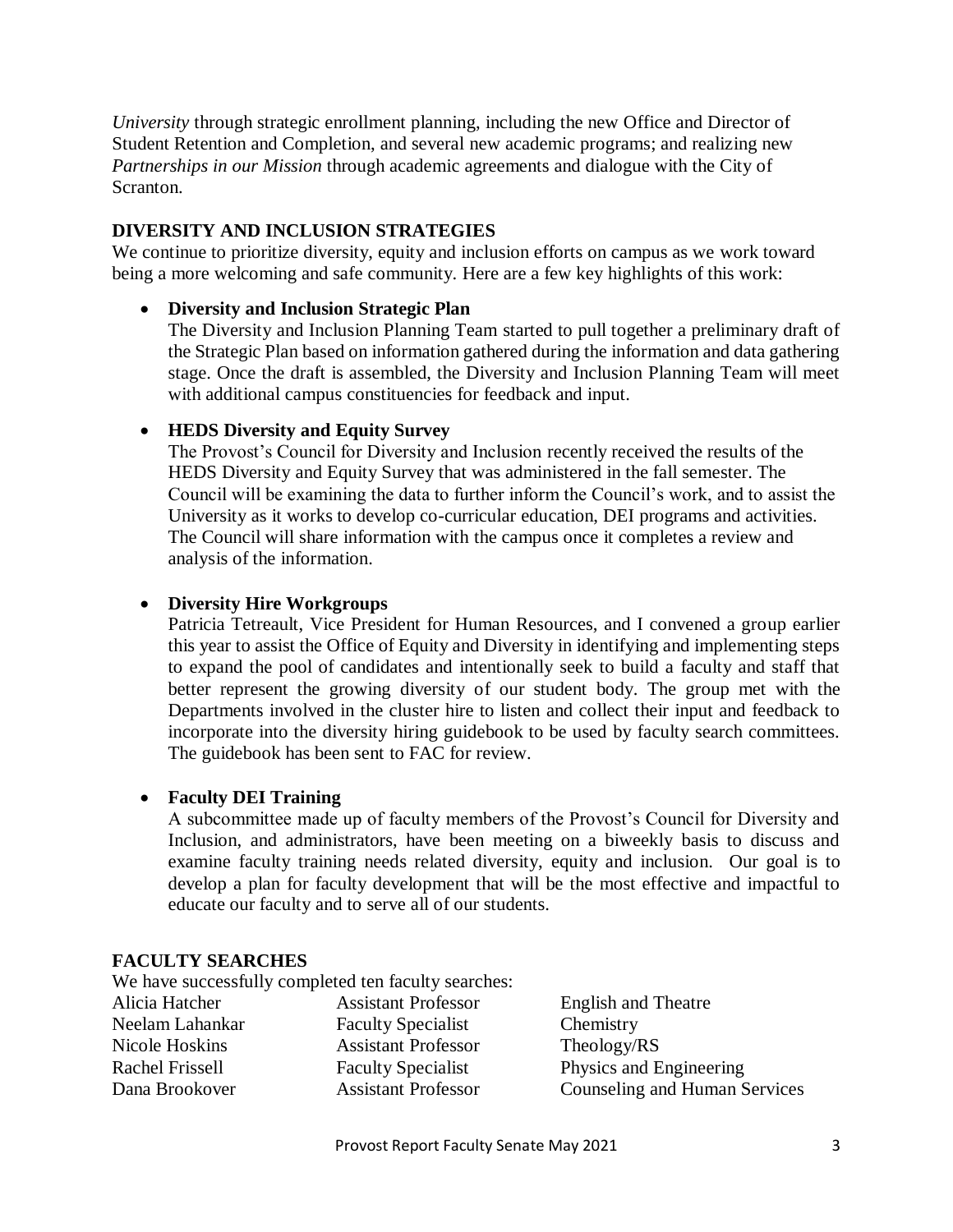*University* through strategic enrollment planning, including the new Office and Director of Student Retention and Completion, and several new academic programs; and realizing new *Partnerships in our Mission* through academic agreements and dialogue with the City of Scranton.

## DIVERSITY AND INCLUSION STRATEGIES

We continue to prioritize diversity, equity and inclusion efforts on campus as we work toward being a more welcoming and safe community. Here are a few key highlights of this work:

- **Diversity and Inclusion Strategic Plan**
  The Diversity and Inclusion Planning Team started to pull together a preliminary draft of the Strategic Plan based on information gathered during the information and data gathering stage. Once the draft is assembled, the Diversity and Inclusion Planning Team will meet with additional campus constituencies for feedback and input.

- **HEDS Diversity and Equity Survey**
  The Provost's Council for Diversity and Inclusion recently received the results of the HEDS Diversity and Equity Survey that was administered in the fall semester. The Council will be examining the data to further inform the Council's work, and to assist the University as it works to develop co-curricular education, DEI programs and activities. The Council will share information with the campus once it completes a review and analysis of the information.

- **Diversity Hire Workgroups**
  Patricia Tetreault, Vice President for Human Resources, and I convened a group earlier this year to assist the Office of Equity and Diversity in identifying and implementing steps to expand the pool of candidates and intentionally seek to build a faculty and staff that better represent the growing diversity of our student body. The group met with the Departments involved in the cluster hire to listen and collect their input and feedback to incorporate into the diversity hiring guidebook to be used by faculty search committees. The guidebook has been sent to FAC for review.

- **Faculty DEI Training**
  A subcommittee made up of faculty members of the Provost's Council for Diversity and Inclusion, and administrators, have been meeting on a biweekly basis to discuss and examine faculty training needs related diversity, equity and inclusion. Our goal is to develop a plan for faculty development that will be the most effective and impactful to educate our faculty and to serve all of our students.

## FACULTY SEARCHES

We have successfully completed ten faculty searches:

| | | |
|---|---|---|
| Alicia Hatcher | Assistant Professor | English and Theatre |
| Neelam Lahankar | Faculty Specialist | Chemistry |
| Nicole Hoskins | Assistant Professor | Theology/RS |
| Rachel Frissell | Faculty Specialist | Physics and Engineering |
| Dana Brookover | Assistant Professor | Counseling and Human Services |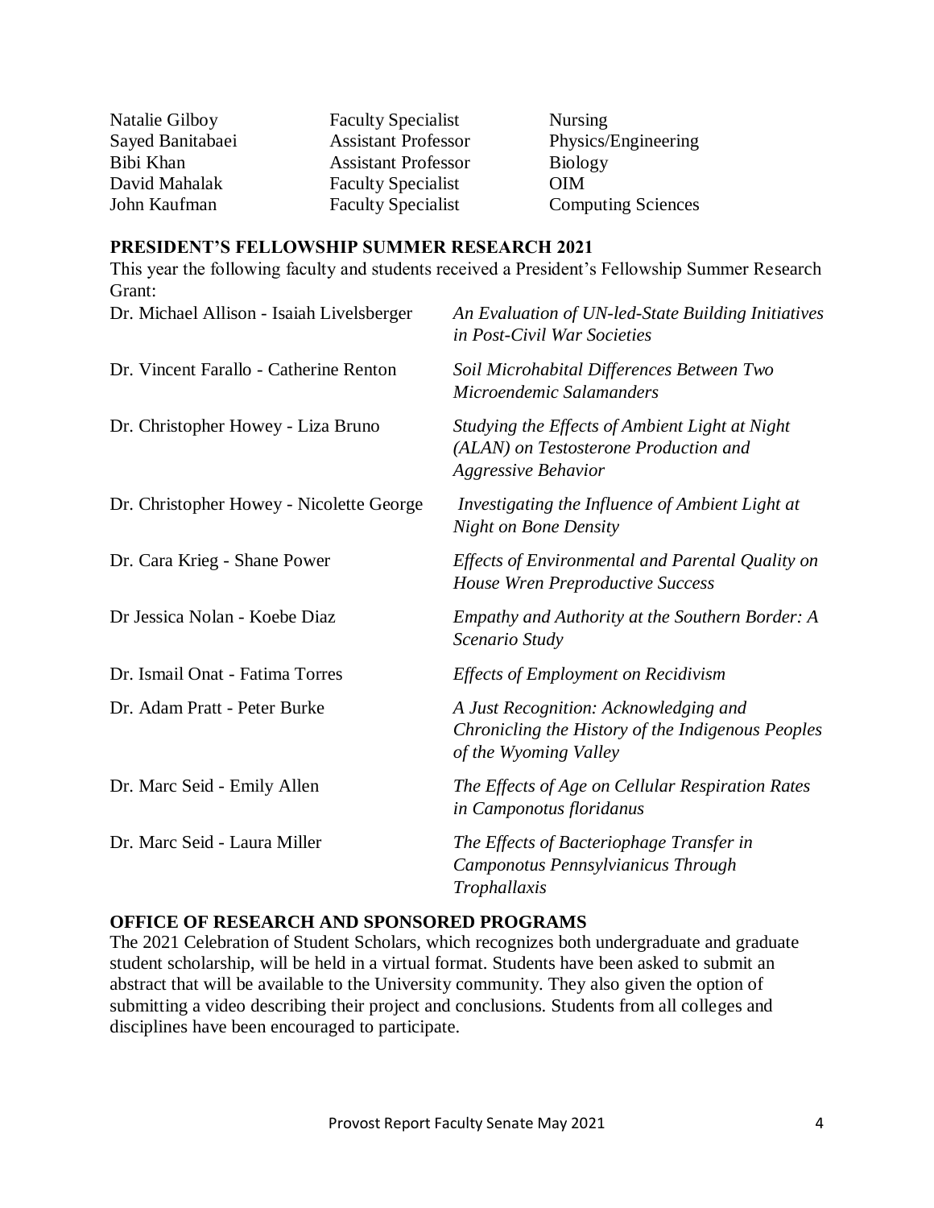| | | |
|---|---|---|
| Natalie Gilboy | Faculty Specialist | Nursing |
| Sayed Banitabaei | Assistant Professor | Physics/Engineering |
| Bibi Khan | Assistant Professor | Biology |
| David Mahalak | Faculty Specialist | OIM |
| John Kaufman | Faculty Specialist | Computing Sciences |

**PRESIDENT'S FELLOWSHIP SUMMER RESEARCH 2021**

This year the following faculty and students received a President's Fellowship Summer Research Grant:

| | |
|---|---|
| Dr. Michael Allison - Isaiah Livelsberger | *An Evaluation of UN-led-State Building Initiatives in Post-Civil War Societies* |
| Dr. Vincent Farallo - Catherine Renton | *Soil Microhabital Differences Between Two Microendemic Salamanders* |
| Dr. Christopher Howey - Liza Bruno | *Studying the Effects of Ambient Light at Night (ALAN) on Testosterone Production and Aggressive Behavior* |
| Dr. Christopher Howey - Nicolette George | *Investigating the Influence of Ambient Light at Night on Bone Density* |
| Dr. Cara Krieg - Shane Power | *Effects of Environmental and Parental Quality on House Wren Preproductive Success* |
| Dr Jessica Nolan - Koebe Diaz | *Empathy and Authority at the Southern Border: A Scenario Study* |
| Dr. Ismail Onat - Fatima Torres | *Effects of Employment on Recidivism* |
| Dr. Adam Pratt - Peter Burke | *A Just Recognition: Acknowledging and Chronicling the History of the Indigenous Peoples of the Wyoming Valley* |
| Dr. Marc Seid - Emily Allen | *The Effects of Age on Cellular Respiration Rates in Camponotus floridanus* |
| Dr. Marc Seid - Laura Miller | *The Effects of Bacteriophage Transfer in Camponotus Pennsylvianicus Through Trophallaxis* |

**OFFICE OF RESEARCH AND SPONSORED PROGRAMS**

The 2021 Celebration of Student Scholars, which recognizes both undergraduate and graduate student scholarship, will be held in a virtual format. Students have been asked to submit an abstract that will be available to the University community. They also given the option of submitting a video describing their project and conclusions. Students from all colleges and disciplines have been encouraged to participate.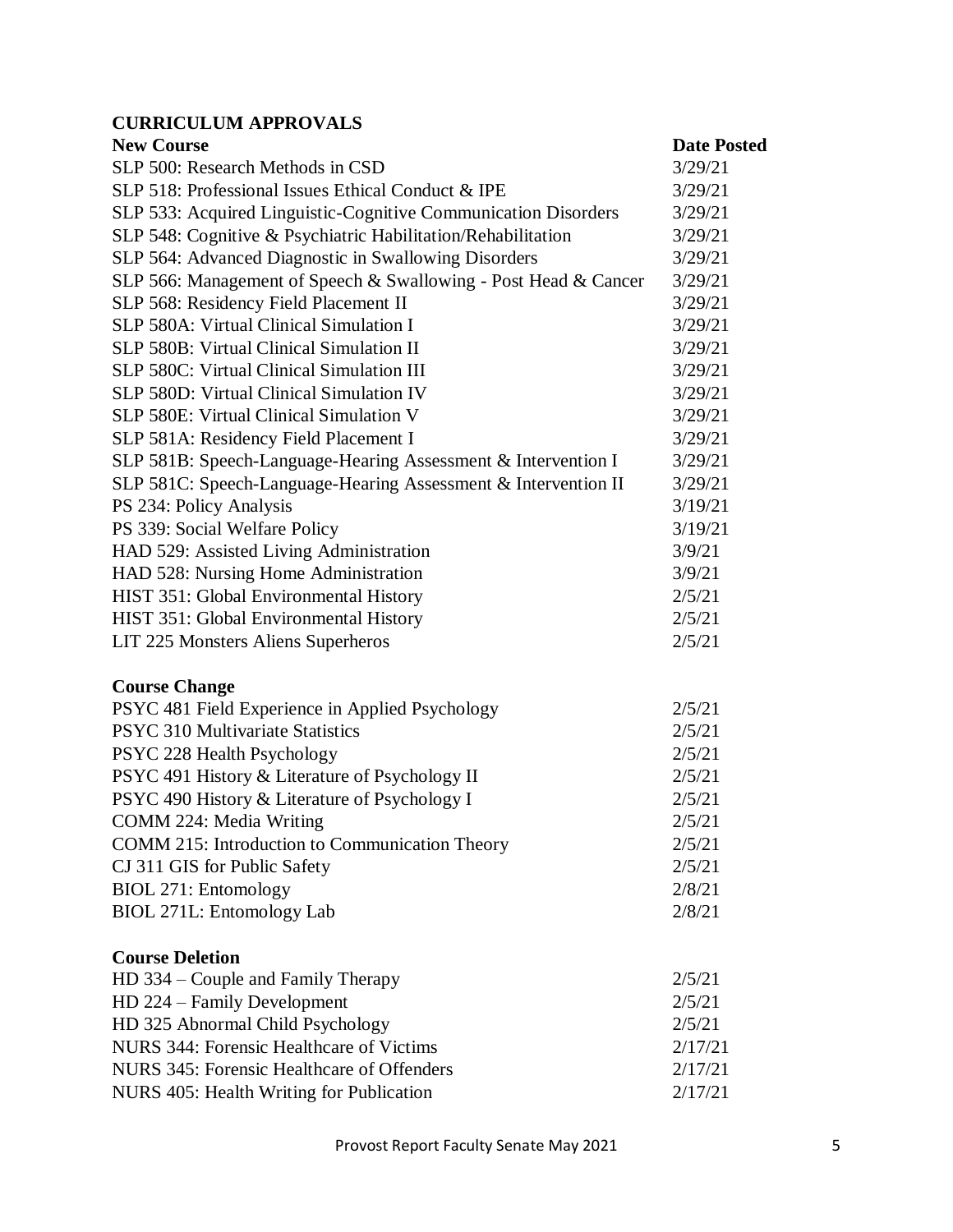## CURRICULUM APPROVALS

| New Course | Date Posted |
| --- | --- |
| SLP 500: Research Methods in CSD | 3/29/21 |
| SLP 518: Professional Issues Ethical Conduct & IPE | 3/29/21 |
| SLP 533: Acquired Linguistic-Cognitive Communication Disorders | 3/29/21 |
| SLP 548: Cognitive & Psychiatric Habilitation/Rehabilitation | 3/29/21 |
| SLP 564: Advanced Diagnostic in Swallowing Disorders | 3/29/21 |
| SLP 566: Management of Speech & Swallowing - Post Head & Cancer | 3/29/21 |
| SLP 568: Residency Field Placement II | 3/29/21 |
| SLP 580A: Virtual Clinical Simulation I | 3/29/21 |
| SLP 580B: Virtual Clinical Simulation II | 3/29/21 |
| SLP 580C: Virtual Clinical Simulation III | 3/29/21 |
| SLP 580D: Virtual Clinical Simulation IV | 3/29/21 |
| SLP 580E: Virtual Clinical Simulation V | 3/29/21 |
| SLP 581A: Residency Field Placement I | 3/29/21 |
| SLP 581B: Speech-Language-Hearing Assessment & Intervention I | 3/29/21 |
| SLP 581C: Speech-Language-Hearing Assessment & Intervention II | 3/29/21 |
| PS 234: Policy Analysis | 3/19/21 |
| PS 339: Social Welfare Policy | 3/19/21 |
| HAD 529: Assisted Living Administration | 3/9/21 |
| HAD 528: Nursing Home Administration | 3/9/21 |
| HIST 351: Global Environmental History | 2/5/21 |
| HIST 351: Global Environmental History | 2/5/21 |
| LIT 225 Monsters Aliens Superheros | 2/5/21 |

| Course Change | |
| --- | --- |
| PSYC 481 Field Experience in Applied Psychology | 2/5/21 |
| PSYC 310 Multivariate Statistics | 2/5/21 |
| PSYC 228 Health Psychology | 2/5/21 |
| PSYC 491 History & Literature of Psychology II | 2/5/21 |
| PSYC 490 History & Literature of Psychology I | 2/5/21 |
| COMM 224: Media Writing | 2/5/21 |
| COMM 215: Introduction to Communication Theory | 2/5/21 |
| CJ 311 GIS for Public Safety | 2/5/21 |
| BIOL 271: Entomology | 2/8/21 |
| BIOL 271L: Entomology Lab | 2/8/21 |

| Course Deletion | |
| --- | --- |
| HD 334 – Couple and Family Therapy | 2/5/21 |
| HD 224 – Family Development | 2/5/21 |
| HD 325 Abnormal Child Psychology | 2/5/21 |
| NURS 344: Forensic Healthcare of Victims | 2/17/21 |
| NURS 345: Forensic Healthcare of Offenders | 2/17/21 |
| NURS 405: Health Writing for Publication | 2/17/21 |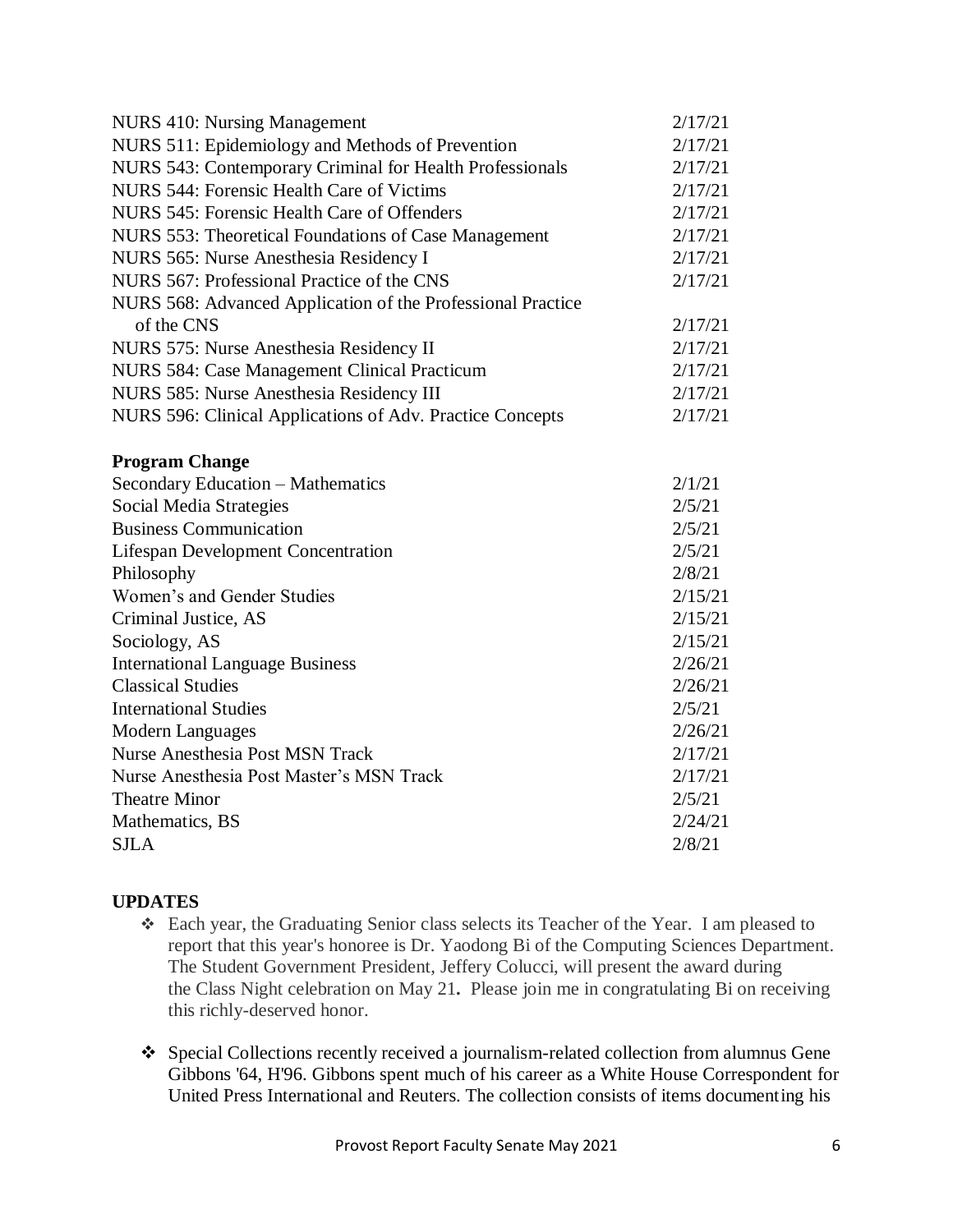| | |
|---|---|
| NURS 410: Nursing Management | 2/17/21 |
| NURS 511: Epidemiology and Methods of Prevention | 2/17/21 |
| NURS 543: Contemporary Criminal for Health Professionals | 2/17/21 |
| NURS 544: Forensic Health Care of Victims | 2/17/21 |
| NURS 545: Forensic Health Care of Offenders | 2/17/21 |
| NURS 553: Theoretical Foundations of Case Management | 2/17/21 |
| NURS 565: Nurse Anesthesia Residency I | 2/17/21 |
| NURS 567: Professional Practice of the CNS | 2/17/21 |
| NURS 568: Advanced Application of the Professional Practice of the CNS | 2/17/21 |
| NURS 575: Nurse Anesthesia Residency II | 2/17/21 |
| NURS 584: Case Management Clinical Practicum | 2/17/21 |
| NURS 585: Nurse Anesthesia Residency III | 2/17/21 |
| NURS 596: Clinical Applications of Adv. Practice Concepts | 2/17/21 |

**Program Change**

| | |
|---|---|
| Secondary Education – Mathematics | 2/1/21 |
| Social Media Strategies | 2/5/21 |
| Business Communication | 2/5/21 |
| Lifespan Development Concentration | 2/5/21 |
| Philosophy | 2/8/21 |
| Women's and Gender Studies | 2/15/21 |
| Criminal Justice, AS | 2/15/21 |
| Sociology, AS | 2/15/21 |
| International Language Business | 2/26/21 |
| Classical Studies | 2/26/21 |
| International Studies | 2/5/21 |
| Modern Languages | 2/26/21 |
| Nurse Anesthesia Post MSN Track | 2/17/21 |
| Nurse Anesthesia Post Master's MSN Track | 2/17/21 |
| Theatre Minor | 2/5/21 |
| Mathematics, BS | 2/24/21 |
| SJLA | 2/8/21 |

**UPDATES**

- Each year, the Graduating Senior class selects its Teacher of the Year. I am pleased to report that this year's honoree is Dr. Yaodong Bi of the Computing Sciences Department. The Student Government President, Jeffery Colucci, will present the award during the Class Night celebration on May 21**.** Please join me in congratulating Bi on receiving this richly-deserved honor.

- Special Collections recently received a journalism-related collection from alumnus Gene Gibbons '64, H'96. Gibbons spent much of his career as a White House Correspondent for United Press International and Reuters. The collection consists of items documenting his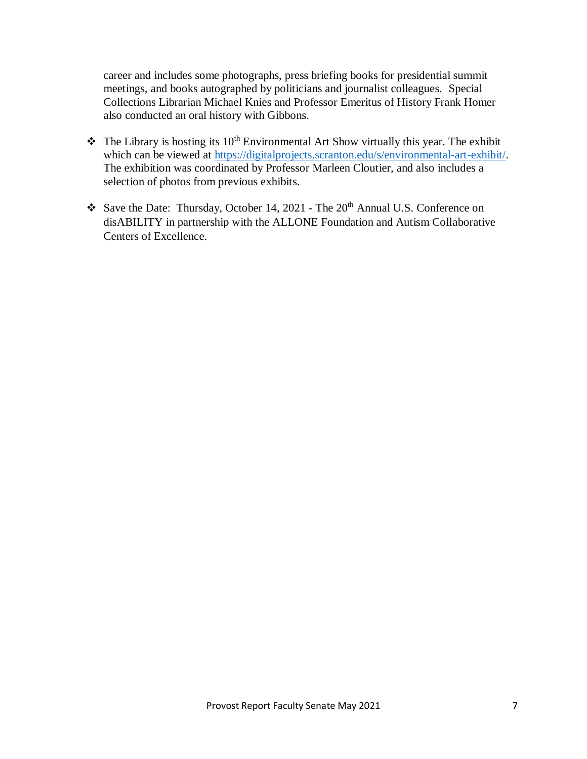career and includes some photographs, press briefing books for presidential summit meetings, and books autographed by politicians and journalist colleagues. Special Collections Librarian Michael Knies and Professor Emeritus of History Frank Homer also conducted an oral history with Gibbons.

- The Library is hosting its 10th Environmental Art Show virtually this year. The exhibit which can be viewed at [https://digitalprojects.scranton.edu/s/environmental-art-exhibit/](https://digitalprojects.scranton.edu/s/environmental-art-exhibit/). The exhibition was coordinated by Professor Marleen Cloutier, and also includes a selection of photos from previous exhibits.

- Save the Date: Thursday, October 14, 2021 - The 20th Annual U.S. Conference on disABILITY in partnership with the ALLONE Foundation and Autism Collaborative Centers of Excellence.